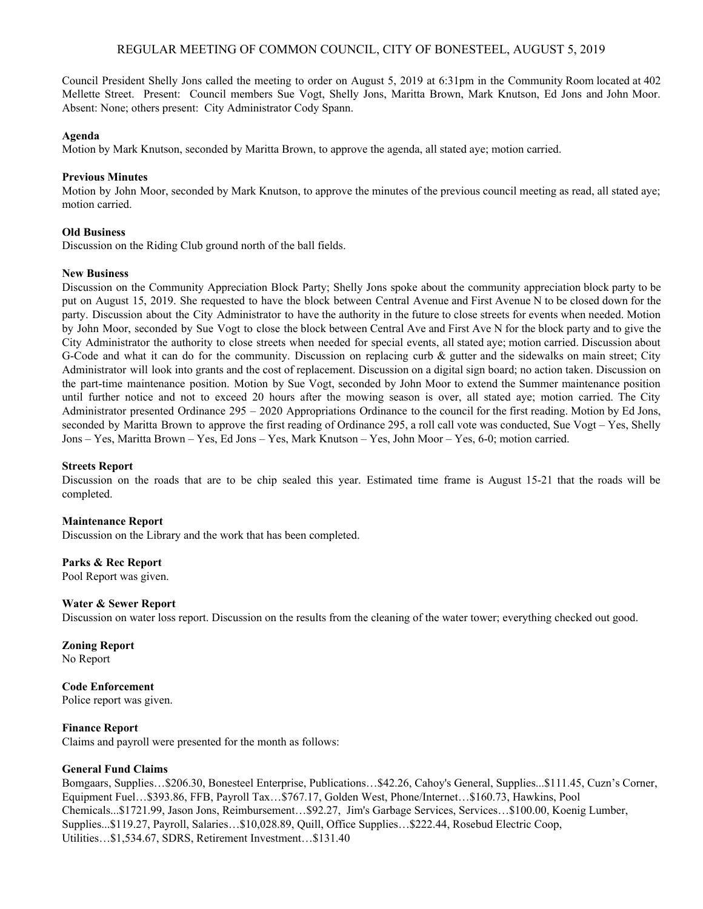# REGULAR MEETING OF COMMON COUNCIL, CITY OF BONESTEEL, AUGUST 5, 2019

Council President Shelly Jons called the meeting to order on August 5, 2019 at 6:31pm in the Community Room located at 402 Mellette Street. Present: Council members Sue Vogt, Shelly Jons, Maritta Brown, Mark Knutson, Ed Jons and John Moor. Absent: None; others present: City Administrator Cody Spann.

**Agenda**
Motion by Mark Knutson, seconded by Maritta Brown, to approve the agenda, all stated aye; motion carried.

**Previous Minutes**
Motion by John Moor, seconded by Mark Knutson, to approve the minutes of the previous council meeting as read, all stated aye; motion carried.

**Old Business**
Discussion on the Riding Club ground north of the ball fields.

**New Business**
Discussion on the Community Appreciation Block Party; Shelly Jons spoke about the community appreciation block party to be put on August 15, 2019. She requested to have the block between Central Avenue and First Avenue N to be closed down for the party. Discussion about the City Administrator to have the authority in the future to close streets for events when needed. Motion by John Moor, seconded by Sue Vogt to close the block between Central Ave and First Ave N for the block party and to give the City Administrator the authority to close streets when needed for special events, all stated aye; motion carried. Discussion about G-Code and what it can do for the community. Discussion on replacing curb & gutter and the sidewalks on main street; City Administrator will look into grants and the cost of replacement. Discussion on a digital sign board; no action taken. Discussion on the part-time maintenance position. Motion by Sue Vogt, seconded by John Moor to extend the Summer maintenance position until further notice and not to exceed 20 hours after the mowing season is over, all stated aye; motion carried. The City Administrator presented Ordinance 295 – 2020 Appropriations Ordinance to the council for the first reading. Motion by Ed Jons, seconded by Maritta Brown to approve the first reading of Ordinance 295, a roll call vote was conducted, Sue Vogt – Yes, Shelly Jons – Yes, Maritta Brown – Yes, Ed Jons – Yes, Mark Knutson – Yes, John Moor – Yes, 6-0; motion carried.

**Streets Report**
Discussion on the roads that are to be chip sealed this year. Estimated time frame is August 15-21 that the roads will be completed.

**Maintenance Report**
Discussion on the Library and the work that has been completed.

**Parks & Rec Report**
Pool Report was given.

**Water & Sewer Report**
Discussion on water loss report. Discussion on the results from the cleaning of the water tower; everything checked out good.

**Zoning Report**
No Report

**Code Enforcement**
Police report was given.

**Finance Report**
Claims and payroll were presented for the month as follows:

**General Fund Claims**
Bomgaars, Supplies…$206.30, Bonesteel Enterprise, Publications…$42.26, Cahoy's General, Supplies...$111.45, Cuzn's Corner, Equipment Fuel…$393.86, FFB, Payroll Tax…$767.17, Golden West, Phone/Internet…$160.73, Hawkins, Pool Chemicals...$1721.99, Jason Jons, Reimbursement…$92.27, Jim's Garbage Services, Services…$100.00, Koenig Lumber, Supplies...$119.27, Payroll, Salaries…$10,028.89, Quill, Office Supplies…$222.44, Rosebud Electric Coop, Utilities…$1,534.67, SDRS, Retirement Investment…$131.40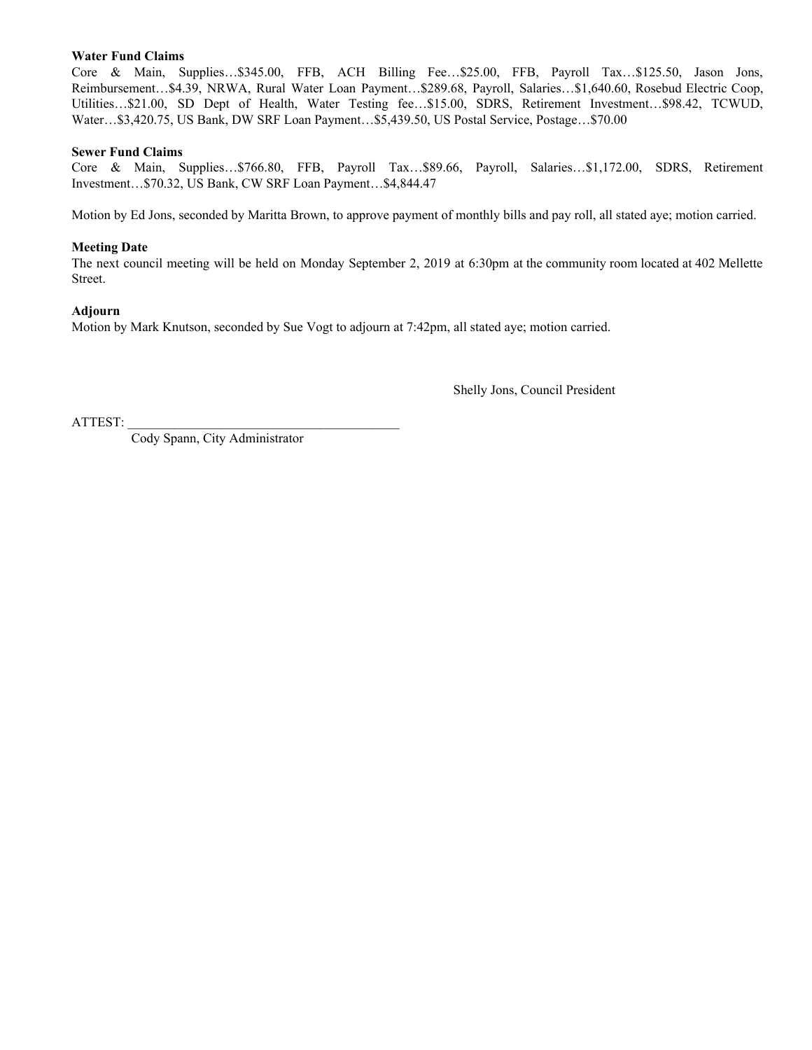**Water Fund Claims**

Core & Main, Supplies…$345.00, FFB, ACH Billing Fee…$25.00, FFB, Payroll Tax…$125.50, Jason Jons, Reimbursement…$4.39, NRWA, Rural Water Loan Payment…$289.68, Payroll, Salaries…$1,640.60, Rosebud Electric Coop, Utilities…$21.00, SD Dept of Health, Water Testing fee…$15.00, SDRS, Retirement Investment…$98.42, TCWUD, Water…$3,420.75, US Bank, DW SRF Loan Payment…$5,439.50, US Postal Service, Postage…$70.00

**Sewer Fund Claims**

Core & Main, Supplies…$766.80, FFB, Payroll Tax…$89.66, Payroll, Salaries…$1,172.00, SDRS, Retirement Investment…$70.32, US Bank, CW SRF Loan Payment…$4,844.47

Motion by Ed Jons, seconded by Maritta Brown, to approve payment of monthly bills and pay roll, all stated aye; motion carried.

**Meeting Date**

The next council meeting will be held on Monday September 2, 2019 at 6:30pm at the community room located at 402 Mellette Street.

**Adjourn**

Motion by Mark Knutson, seconded by Sue Vogt to adjourn at 7:42pm, all stated aye; motion carried.

Shelly Jons, Council President

ATTEST: ________________________________________

Cody Spann, City Administrator